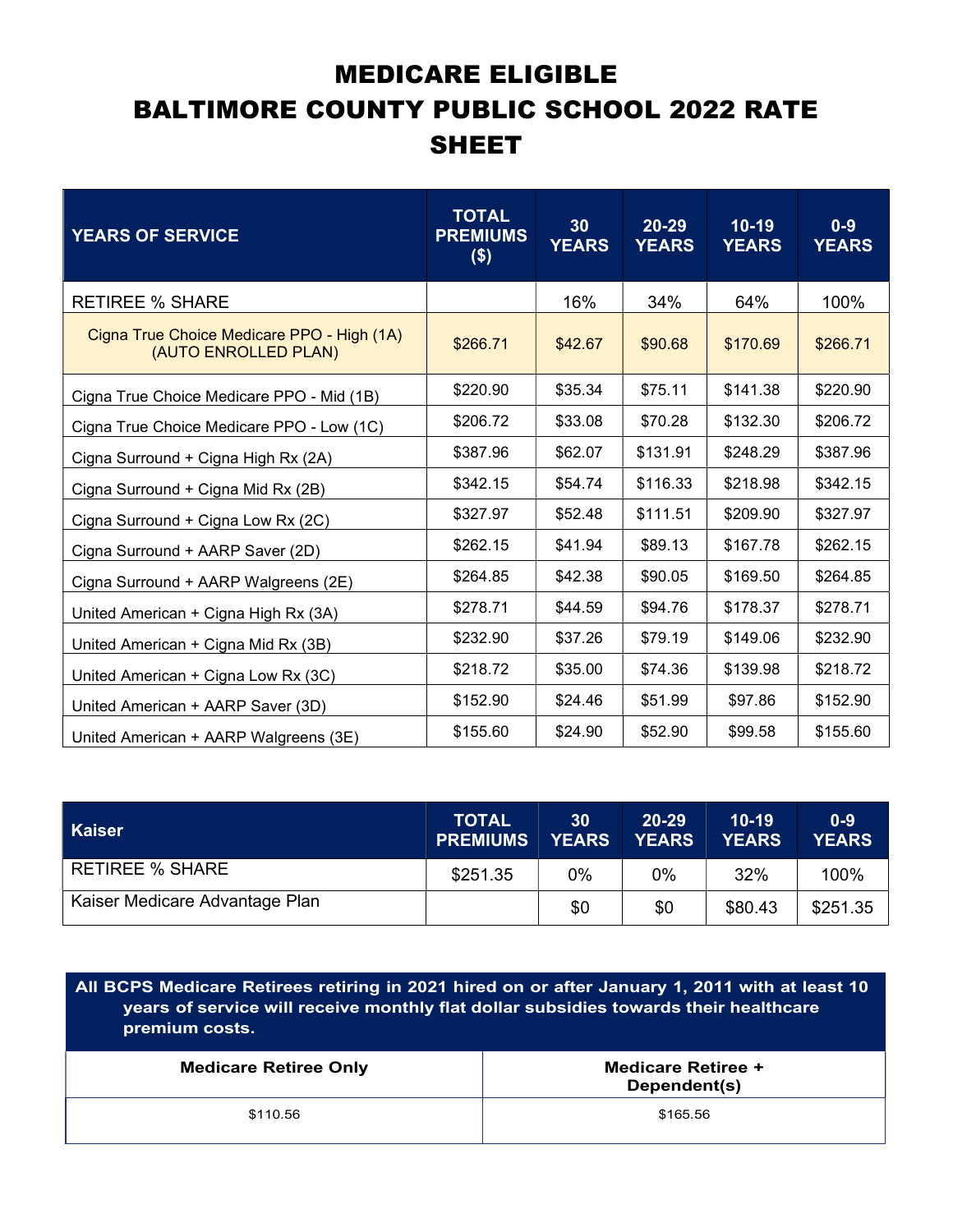# MEDICARE ELIGIBLE BALTIMORE COUNTY PUBLIC SCHOOL 2022 RATE SHEET

| YEARS OF SERVICE | TOTAL PREMIUMS ($) | 30 YEARS | 20-29 YEARS | 10-19 YEARS | 0-9 YEARS |
|---|---|---|---|---|---|
| RETIREE % SHARE | | 16% | 34% | 64% | 100% |
| Cigna True Choice Medicare PPO - High (1A) (AUTO ENROLLED PLAN) | $266.71 | $42.67 | $90.68 | $170.69 | $266.71 |
| Cigna True Choice Medicare PPO - Mid (1B) | $220.90 | $35.34 | $75.11 | $141.38 | $220.90 |
| Cigna True Choice Medicare PPO - Low (1C) | $206.72 | $33.08 | $70.28 | $132.30 | $206.72 |
| Cigna Surround + Cigna High Rx (2A) | $387.96 | $62.07 | $131.91 | $248.29 | $387.96 |
| Cigna Surround + Cigna Mid Rx (2B) | $342.15 | $54.74 | $116.33 | $218.98 | $342.15 |
| Cigna Surround + Cigna Low Rx (2C) | $327.97 | $52.48 | $111.51 | $209.90 | $327.97 |
| Cigna Surround + AARP Saver (2D) | $262.15 | $41.94 | $89.13 | $167.78 | $262.15 |
| Cigna Surround + AARP Walgreens (2E) | $264.85 | $42.38 | $90.05 | $169.50 | $264.85 |
| United American + Cigna High Rx (3A) | $278.71 | $44.59 | $94.76 | $178.37 | $278.71 |
| United American + Cigna Mid Rx (3B) | $232.90 | $37.26 | $79.19 | $149.06 | $232.90 |
| United American + Cigna Low Rx (3C) | $218.72 | $35.00 | $74.36 | $139.98 | $218.72 |
| United American + AARP Saver (3D) | $152.90 | $24.46 | $51.99 | $97.86 | $152.90 |
| United American + AARP Walgreens (3E) | $155.60 | $24.90 | $52.90 | $99.58 | $155.60 |

| Kaiser | TOTAL PREMIUMS | 30 YEARS | 20-29 YEARS | 10-19 YEARS | 0-9 YEARS |
|---|---|---|---|---|---|
| RETIREE % SHARE | $251.35 | 0% | 0% | 32% | 100% |
| Kaiser Medicare Advantage Plan | | $0 | $0 | $80.43 | $251.35 |

**All BCPS Medicare Retirees retiring in 2021 hired on or after January 1, 2011 with at least 10 years of service will receive monthly flat dollar subsidies towards their healthcare premium costs.**

| Medicare Retiree Only | Medicare Retiree + Dependent(s) |
|---|---|
| $110.56 | $165.56 |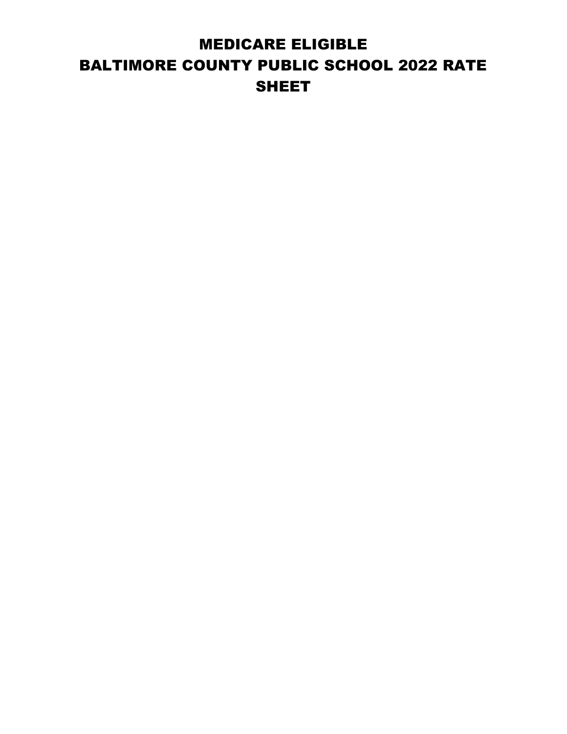# MEDICARE ELIGIBLE
# BALTIMORE COUNTY PUBLIC SCHOOL 2022 RATE SHEET